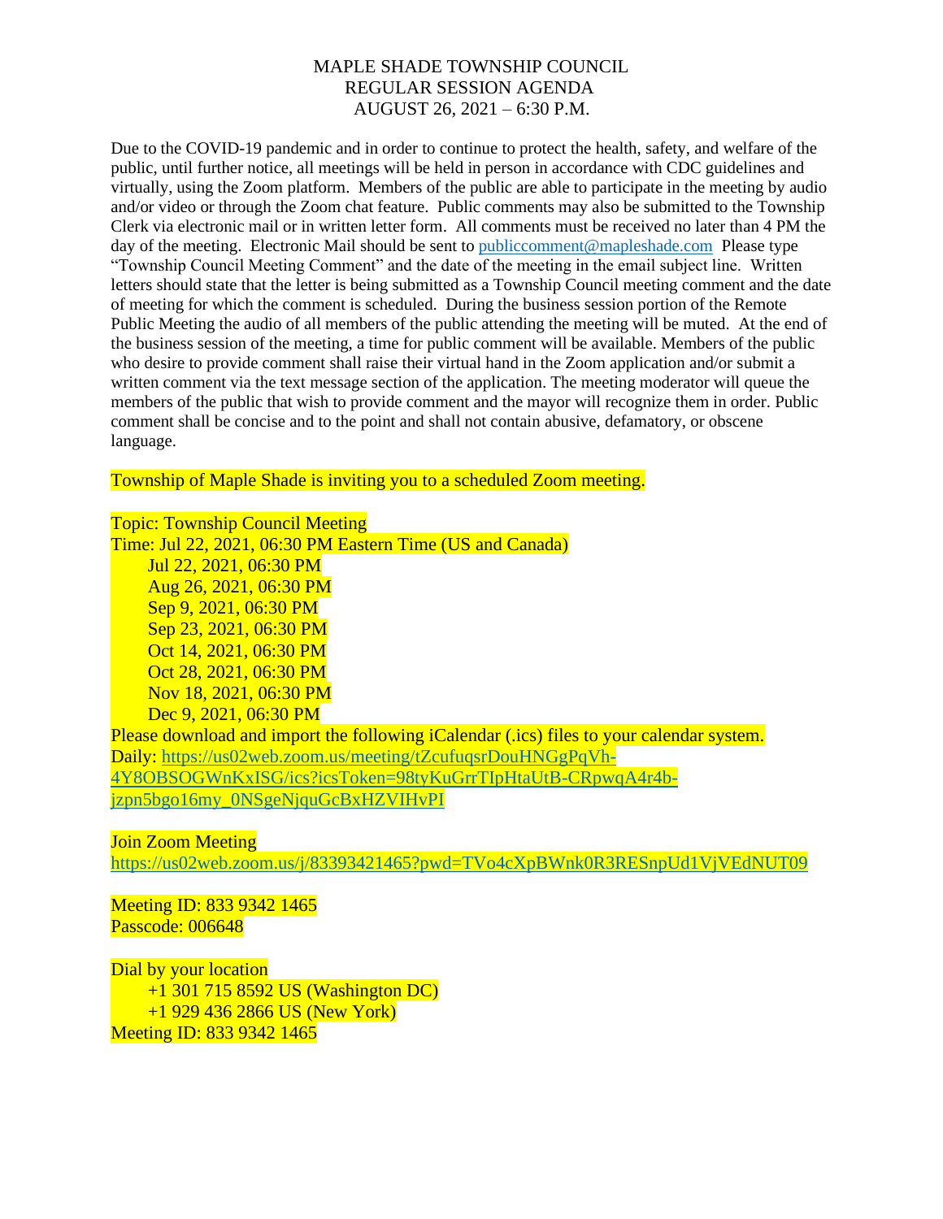# MAPLE SHADE TOWNSHIP COUNCIL
## REGULAR SESSION AGENDA
## AUGUST 26, 2021 – 6:30 P.M.

Due to the COVID-19 pandemic and in order to continue to protect the health, safety, and welfare of the public, until further notice, all meetings will be held in person in accordance with CDC guidelines and virtually, using the Zoom platform. Members of the public are able to participate in the meeting by audio and/or video or through the Zoom chat feature. Public comments may also be submitted to the Township Clerk via electronic mail or in written letter form. All comments must be received no later than 4 PM the day of the meeting. Electronic Mail should be sent to publiccomment@mapleshade.com Please type "Township Council Meeting Comment" and the date of the meeting in the email subject line. Written letters should state that the letter is being submitted as a Township Council meeting comment and the date of meeting for which the comment is scheduled. During the business session portion of the Remote Public Meeting the audio of all members of the public attending the meeting will be muted. At the end of the business session of the meeting, a time for public comment will be available. Members of the public who desire to provide comment shall raise their virtual hand in the Zoom application and/or submit a written comment via the text message section of the application. The meeting moderator will queue the members of the public that wish to provide comment and the mayor will recognize them in order. Public comment shall be concise and to the point and shall not contain abusive, defamatory, or obscene language.

Township of Maple Shade is inviting you to a scheduled Zoom meeting.

Topic: Township Council Meeting
Time: Jul 22, 2021, 06:30 PM Eastern Time (US and Canada)
Jul 22, 2021, 06:30 PM
Aug 26, 2021, 06:30 PM
Sep 9, 2021, 06:30 PM
Sep 23, 2021, 06:30 PM
Oct 14, 2021, 06:30 PM
Oct 28, 2021, 06:30 PM
Nov 18, 2021, 06:30 PM
Dec 9, 2021, 06:30 PM
Please download and import the following iCalendar (.ics) files to your calendar system.
Daily: https://us02web.zoom.us/meeting/tZcufuqsrDouHNGgPqVh-4Y8OBSOGWnKxISG/ics?icsToken=98tyKuGrrTIpHtaUtB-CRpwqA4r4b-jzpn5bgo16my_0NSgeNjquGcBxHZVIHvPI

Join Zoom Meeting
https://us02web.zoom.us/j/83393421465?pwd=TVo4cXpBWnk0R3RESnpUd1VjVEdNUT09

Meeting ID: 833 9342 1465
Passcode: 006648

Dial by your location
+1 301 715 8592 US (Washington DC)
+1 929 436 2866 US (New York)
Meeting ID: 833 9342 1465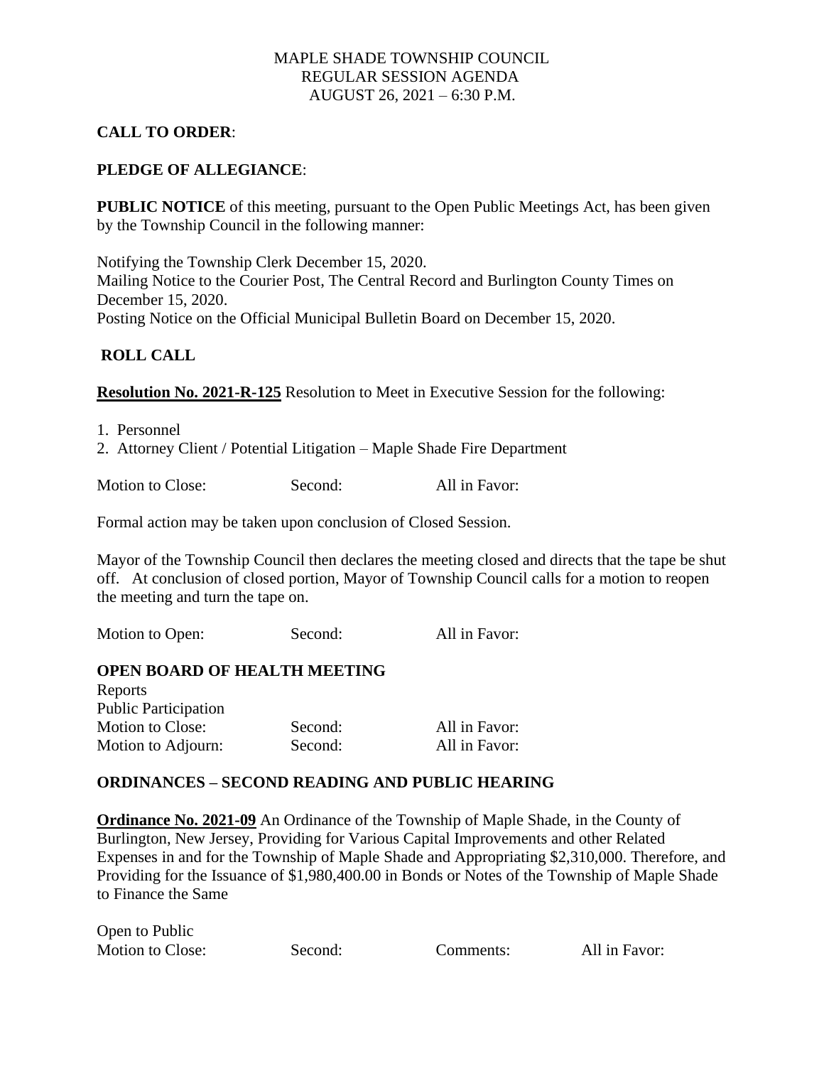MAPLE SHADE TOWNSHIP COUNCIL
REGULAR SESSION AGENDA
AUGUST 26, 2021 – 6:30 P.M.

**CALL TO ORDER**:

**PLEDGE OF ALLEGIANCE**:

**PUBLIC NOTICE** of this meeting, pursuant to the Open Public Meetings Act, has been given by the Township Council in the following manner:

Notifying the Township Clerk December 15, 2020.
Mailing Notice to the Courier Post, The Central Record and Burlington County Times on December 15, 2020.
Posting Notice on the Official Municipal Bulletin Board on December 15, 2020.

**ROLL CALL**

**Resolution No. 2021-R-125** Resolution to Meet in Executive Session for the following:

1. Personnel
2. Attorney Client / Potential Litigation – Maple Shade Fire Department

Motion to Close: Second: All in Favor:

Formal action may be taken upon conclusion of Closed Session.

Mayor of the Township Council then declares the meeting closed and directs that the tape be shut off. At conclusion of closed portion, Mayor of Township Council calls for a motion to reopen the meeting and turn the tape on.

Motion to Open: Second: All in Favor:

**OPEN BOARD OF HEALTH MEETING**

Reports
Public Participation
Motion to Close: Second: All in Favor:
Motion to Adjourn: Second: All in Favor:

**ORDINANCES – SECOND READING AND PUBLIC HEARING**

**Ordinance No. 2021-09** An Ordinance of the Township of Maple Shade, in the County of Burlington, New Jersey, Providing for Various Capital Improvements and other Related Expenses in and for the Township of Maple Shade and Appropriating $2,310,000. Therefore, and Providing for the Issuance of $1,980,400.00 in Bonds or Notes of the Township of Maple Shade to Finance the Same

Open to Public
Motion to Close: Second: Comments: All in Favor: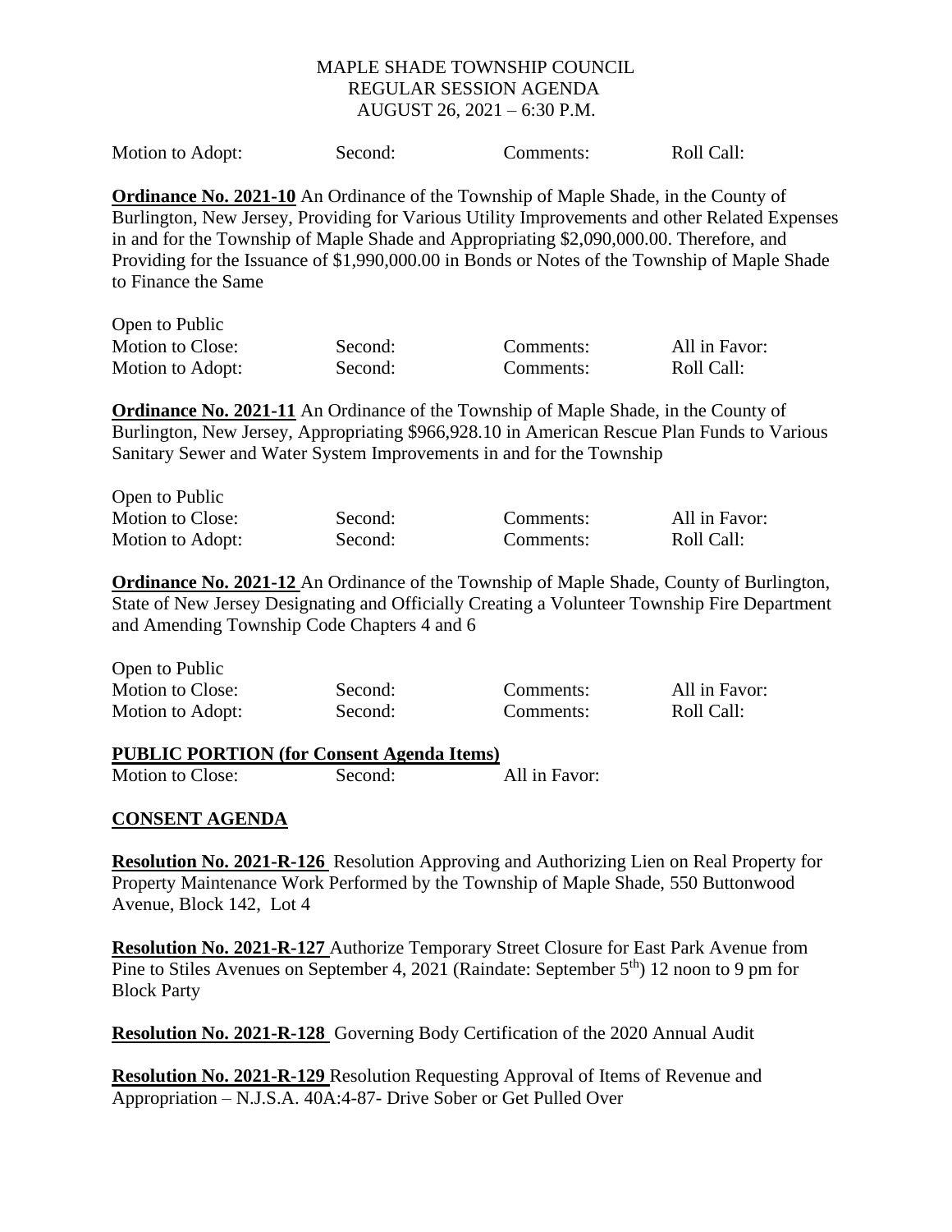MAPLE SHADE TOWNSHIP COUNCIL
REGULAR SESSION AGENDA
AUGUST 26, 2021 – 6:30 P.M.

| Motion to Adopt: | Second: | Comments: | Roll Call: |
|---|---|---|---|

**Ordinance No. 2021-10** An Ordinance of the Township of Maple Shade, in the County of Burlington, New Jersey, Providing for Various Utility Improvements and other Related Expenses in and for the Township of Maple Shade and Appropriating $2,090,000.00. Therefore, and Providing for the Issuance of $1,990,000.00 in Bonds or Notes of the Township of Maple Shade to Finance the Same

Open to Public

| Motion to Close: | Second: | Comments: | All in Favor: |
|---|---|---|---|
| Motion to Adopt: | Second: | Comments: | Roll Call: |

**Ordinance No. 2021-11** An Ordinance of the Township of Maple Shade, in the County of Burlington, New Jersey, Appropriating $966,928.10 in American Rescue Plan Funds to Various Sanitary Sewer and Water System Improvements in and for the Township

Open to Public

| Motion to Close: | Second: | Comments: | All in Favor: |
|---|---|---|---|
| Motion to Adopt: | Second: | Comments: | Roll Call: |

**Ordinance No. 2021-12** An Ordinance of the Township of Maple Shade, County of Burlington, State of New Jersey Designating and Officially Creating a Volunteer Township Fire Department and Amending Township Code Chapters 4 and 6

Open to Public

| Motion to Close: | Second: | Comments: | All in Favor: |
|---|---|---|---|
| Motion to Adopt: | Second: | Comments: | Roll Call: |

**PUBLIC PORTION (for Consent Agenda Items)**

| Motion to Close: | Second: | All in Favor: |
|---|---|---|

## CONSENT AGENDA

**Resolution No. 2021-R-126** Resolution Approving and Authorizing Lien on Real Property for Property Maintenance Work Performed by the Township of Maple Shade, 550 Buttonwood Avenue, Block 142, Lot 4

**Resolution No. 2021-R-127** Authorize Temporary Street Closure for East Park Avenue from Pine to Stiles Avenues on September 4, 2021 (Raindate: September 5th) 12 noon to 9 pm for Block Party

**Resolution No. 2021-R-128** Governing Body Certification of the 2020 Annual Audit

**Resolution No. 2021-R-129** Resolution Requesting Approval of Items of Revenue and Appropriation – N.J.S.A. 40A:4-87- Drive Sober or Get Pulled Over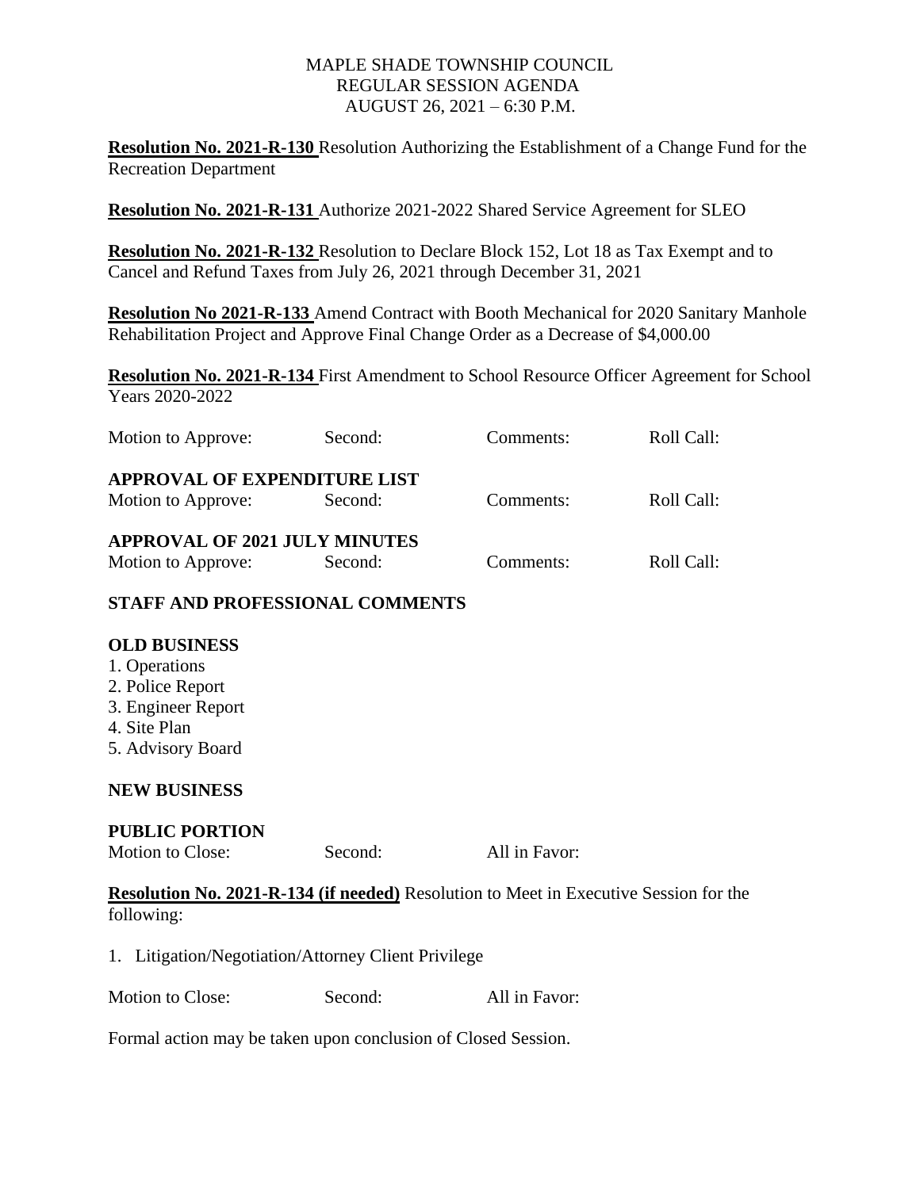MAPLE SHADE TOWNSHIP COUNCIL
REGULAR SESSION AGENDA
AUGUST 26, 2021 – 6:30 P.M.

**Resolution No. 2021-R-130** Resolution Authorizing the Establishment of a Change Fund for the Recreation Department

**Resolution No. 2021-R-131** Authorize 2021-2022 Shared Service Agreement for SLEO

**Resolution No. 2021-R-132** Resolution to Declare Block 152, Lot 18 as Tax Exempt and to Cancel and Refund Taxes from July 26, 2021 through December 31, 2021

**Resolution No 2021-R-133** Amend Contract with Booth Mechanical for 2020 Sanitary Manhole Rehabilitation Project and Approve Final Change Order as a Decrease of $4,000.00

**Resolution No. 2021-R-134** First Amendment to School Resource Officer Agreement for School Years 2020-2022

Motion to Approve: Second: Comments: Roll Call:

**APPROVAL OF EXPENDITURE LIST**

Motion to Approve: Second: Comments: Roll Call:

**APPROVAL OF 2021 JULY MINUTES**

Motion to Approve: Second: Comments: Roll Call:

**STAFF AND PROFESSIONAL COMMENTS**

**OLD BUSINESS**

1. Operations
2. Police Report
3. Engineer Report
4. Site Plan
5. Advisory Board

**NEW BUSINESS**

**PUBLIC PORTION**

Motion to Close: Second: All in Favor:

**Resolution No. 2021-R-134 (if needed)** Resolution to Meet in Executive Session for the following:

1. Litigation/Negotiation/Attorney Client Privilege

Motion to Close: Second: All in Favor:

Formal action may be taken upon conclusion of Closed Session.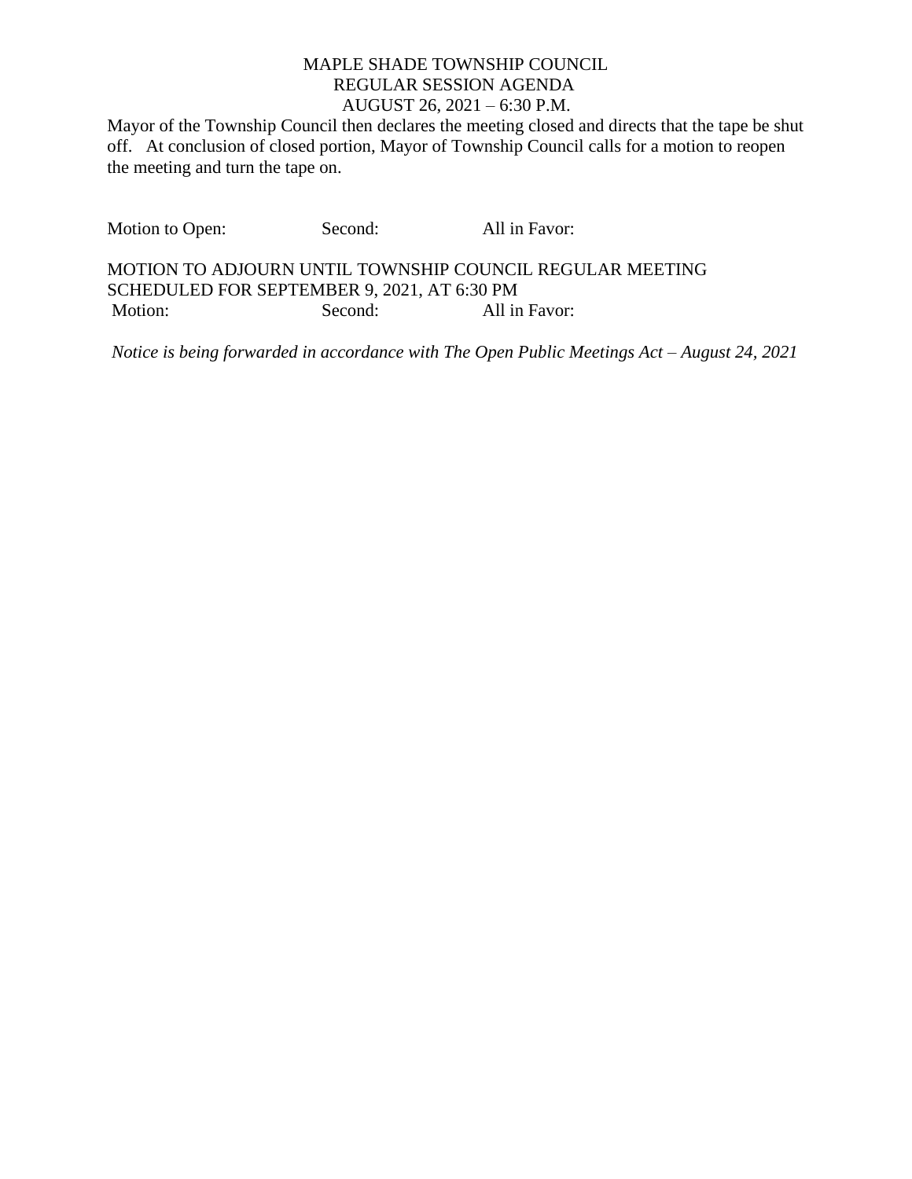Mayor of the Township Council then declares the meeting closed and directs that the tape be shut off. At conclusion of closed portion, Mayor of Township Council calls for a motion to reopen the meeting and turn the tape on.

Motion to Open: Second: All in Favor:

MOTION TO ADJOURN UNTIL TOWNSHIP COUNCIL REGULAR MEETING SCHEDULED FOR SEPTEMBER 9, 2021, AT 6:30 PM

Motion: Second: All in Favor:

*Notice is being forwarded in accordance with The Open Public Meetings Act – August 24, 2021*